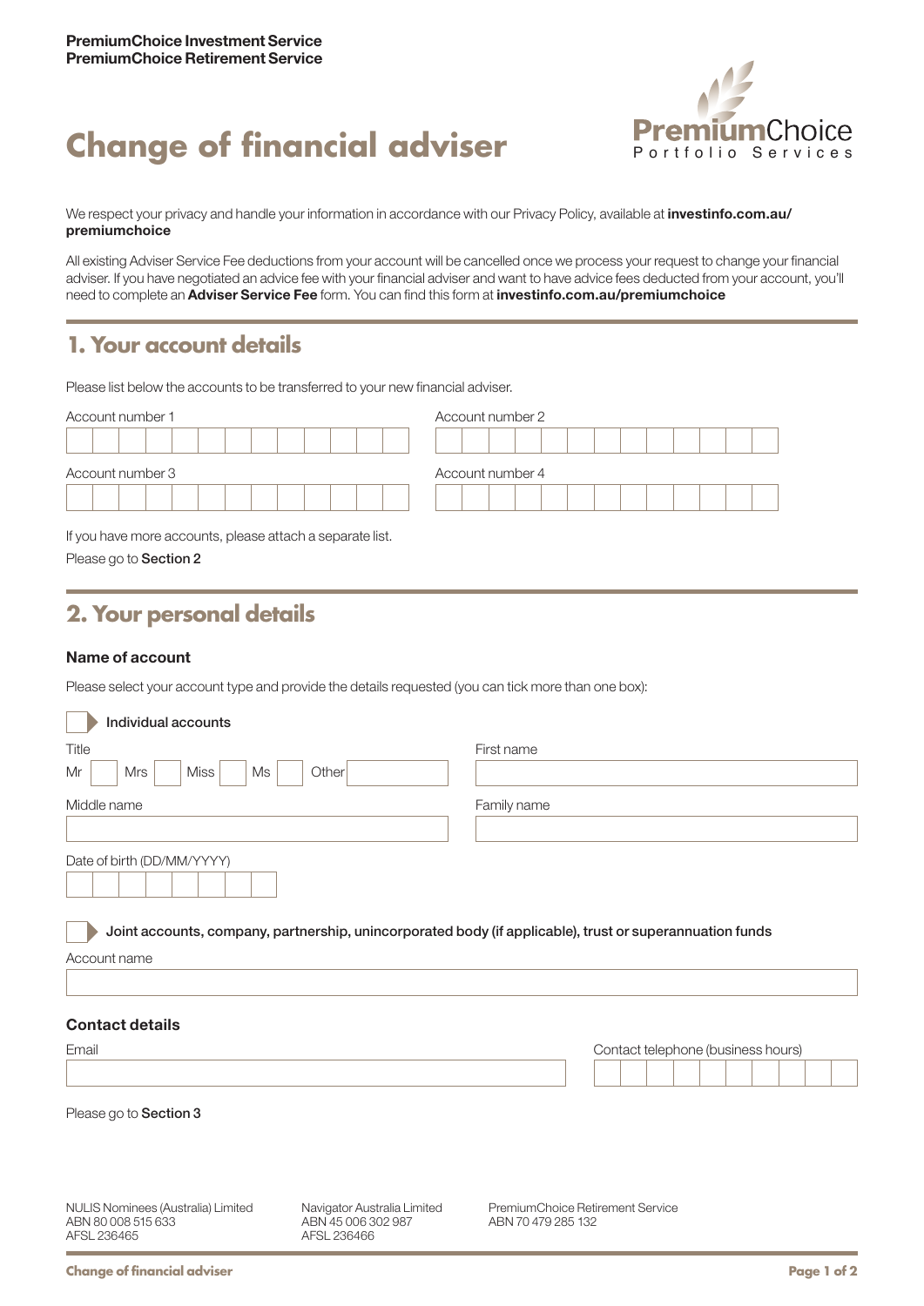PremiumChoice Investment Service
PremiumChoice Retirement Service

# Change of financial adviser

PremiumChoice Portfolio Services

We respect your privacy and handle your information in accordance with our Privacy Policy, available at **investinfo.com.au/premiumchoice**

All existing Adviser Service Fee deductions from your account will be cancelled once we process your request to change your financial adviser. If you have negotiated an advice fee with your financial adviser and want to have advice fees deducted from your account, you'll need to complete an **Adviser Service Fee** form. You can find this form at **investinfo.com.au/premiumchoice**

## 1. Your account details

Please list below the accounts to be transferred to your new financial adviser.

Account number 1

Account number 2

Account number 3

Account number 4

If you have more accounts, please attach a separate list.

Please go to **Section 2**

## 2. Your personal details

### Name of account

Please select your account type and provide the details requested (you can tick more than one box):

☐ **Individual accounts**

Title: Mr ☐ Mrs ☐ Miss ☐ Ms ☐ Other

First name

Middle name

Family name

Date of birth (DD/MM/YYYY)

☐ **Joint accounts, company, partnership, unincorporated body (if applicable), trust or superannuation funds**

Account name

### Contact details

Email

Contact telephone (business hours)

Please go to **Section 3**

NULIS Nominees (Australia) Limited
ABN 80 008 515 633
AFSL 236465

Navigator Australia Limited
ABN 45 006 302 987
AFSL 236466

PremiumChoice Retirement Service
ABN 70 479 285 132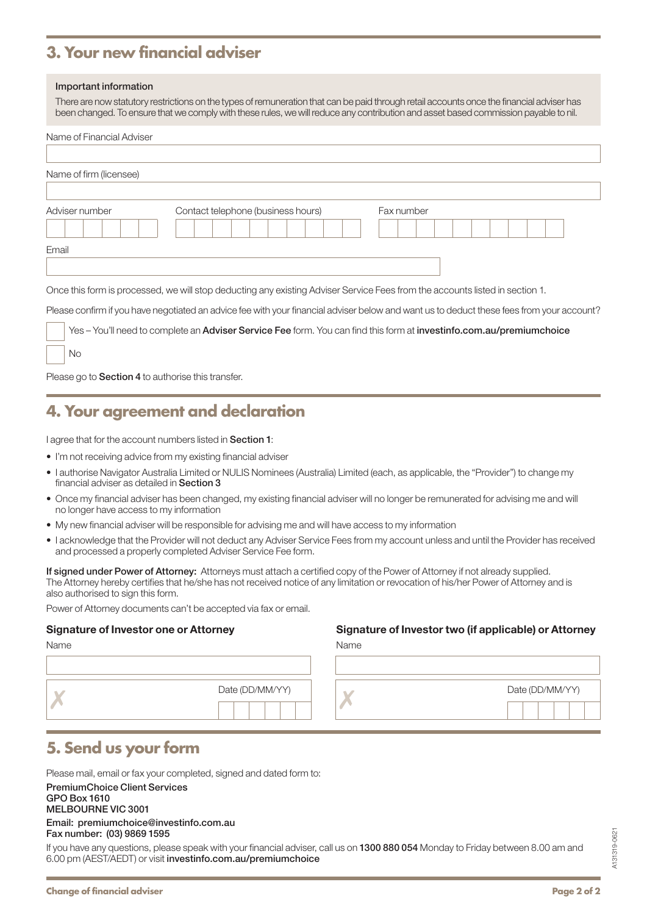## 3. Your new financial adviser

**Important information**

There are now statutory restrictions on the types of remuneration that can be paid through retail accounts once the financial adviser has been changed. To ensure that we comply with these rules, we will reduce any contribution and asset based commission payable to nil.

Name of Financial Adviser

Name of firm (licensee)

Adviser number

Contact telephone (business hours)

Fax number

Email

Once this form is processed, we will stop deducting any existing Adviser Service Fees from the accounts listed in section 1.

Please confirm if you have negotiated an advice fee with your financial adviser below and want us to deduct these fees from your account?

☐ Yes – You'll need to complete an **Adviser Service Fee** form. You can find this form at **investinfo.com.au/premiumchoice**

☐ No

Please go to **Section 4** to authorise this transfer.

## 4. Your agreement and declaration

I agree that for the account numbers listed in **Section 1**:

- I'm not receiving advice from my existing financial adviser
- I authorise Navigator Australia Limited or NULIS Nominees (Australia) Limited (each, as applicable, the "Provider") to change my financial adviser as detailed in **Section 3**
- Once my financial adviser has been changed, my existing financial adviser will no longer be remunerated for advising me and will no longer have access to my information
- My new financial adviser will be responsible for advising me and will have access to my information
- I acknowledge that the Provider will not deduct any Adviser Service Fees from my account unless and until the Provider has received and processed a properly completed Adviser Service Fee form.

**If signed under Power of Attorney:** Attorneys must attach a certified copy of the Power of Attorney if not already supplied. The Attorney hereby certifies that he/she has not received notice of any limitation or revocation of his/her Power of Attorney and is also authorised to sign this form.

Power of Attorney documents can't be accepted via fax or email.

**Signature of Investor one or Attorney**

Name

✗ Date (DD/MM/YY)

**Signature of Investor two (if applicable) or Attorney**

Name

✗ Date (DD/MM/YY)

## 5. Send us your form

Please mail, email or fax your completed, signed and dated form to:

**PremiumChoice Client Services**
**GPO Box 1610**
**MELBOURNE VIC 3001**

**Email: premiumchoice@investinfo.com.au**
**Fax number: (03) 9869 1595**

If you have any questions, please speak with your financial adviser, call us on **1300 880 054** Monday to Friday between 8.00 am and 6.00 pm (AEST/AEDT) or visit **investinfo.com.au/premiumchoice**

A131319-0621